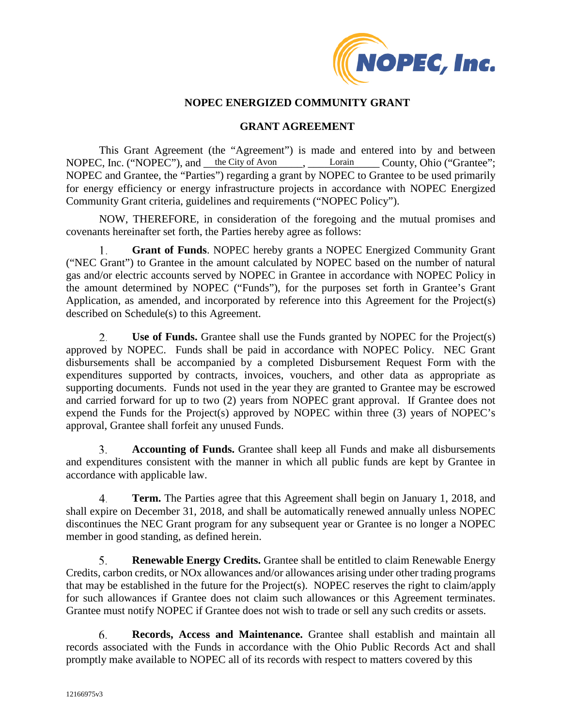# NOPEC ENERGIZED COMMUNITY GRANT

## GRANT AGREEMENT

This Grant Agreement (the "Agreement") is made and entered into by and between NOPEC, Inc. ("NOPEC"), and the City of Avon, Lorain County, Ohio ("Grantee"; NOPEC and Grantee, the "Parties") regarding a grant by NOPEC to Grantee to be used primarily for energy efficiency or energy infrastructure projects in accordance with NOPEC Energized Community Grant criteria, guidelines and requirements ("NOPEC Policy").

NOW, THEREFORE, in consideration of the foregoing and the mutual promises and covenants hereinafter set forth, the Parties hereby agree as follows:

1. **Grant of Funds**. NOPEC hereby grants a NOPEC Energized Community Grant ("NEC Grant") to Grantee in the amount calculated by NOPEC based on the number of natural gas and/or electric accounts served by NOPEC in Grantee in accordance with NOPEC Policy in the amount determined by NOPEC ("Funds"), for the purposes set forth in Grantee's Grant Application, as amended, and incorporated by reference into this Agreement for the Project(s) described on Schedule(s) to this Agreement.

2. **Use of Funds.** Grantee shall use the Funds granted by NOPEC for the Project(s) approved by NOPEC. Funds shall be paid in accordance with NOPEC Policy. NEC Grant disbursements shall be accompanied by a completed Disbursement Request Form with the expenditures supported by contracts, invoices, vouchers, and other data as appropriate as supporting documents. Funds not used in the year they are granted to Grantee may be escrowed and carried forward for up to two (2) years from NOPEC grant approval. If Grantee does not expend the Funds for the Project(s) approved by NOPEC within three (3) years of NOPEC's approval, Grantee shall forfeit any unused Funds.

3. **Accounting of Funds.** Grantee shall keep all Funds and make all disbursements and expenditures consistent with the manner in which all public funds are kept by Grantee in accordance with applicable law.

4. **Term.** The Parties agree that this Agreement shall begin on January 1, 2018, and shall expire on December 31, 2018, and shall be automatically renewed annually unless NOPEC discontinues the NEC Grant program for any subsequent year or Grantee is no longer a NOPEC member in good standing, as defined herein.

5. **Renewable Energy Credits.** Grantee shall be entitled to claim Renewable Energy Credits, carbon credits, or NOx allowances and/or allowances arising under other trading programs that may be established in the future for the Project(s). NOPEC reserves the right to claim/apply for such allowances if Grantee does not claim such allowances or this Agreement terminates. Grantee must notify NOPEC if Grantee does not wish to trade or sell any such credits or assets.

6. **Records, Access and Maintenance.** Grantee shall establish and maintain all records associated with the Funds in accordance with the Ohio Public Records Act and shall promptly make available to NOPEC all of its records with respect to matters covered by this

12166975v3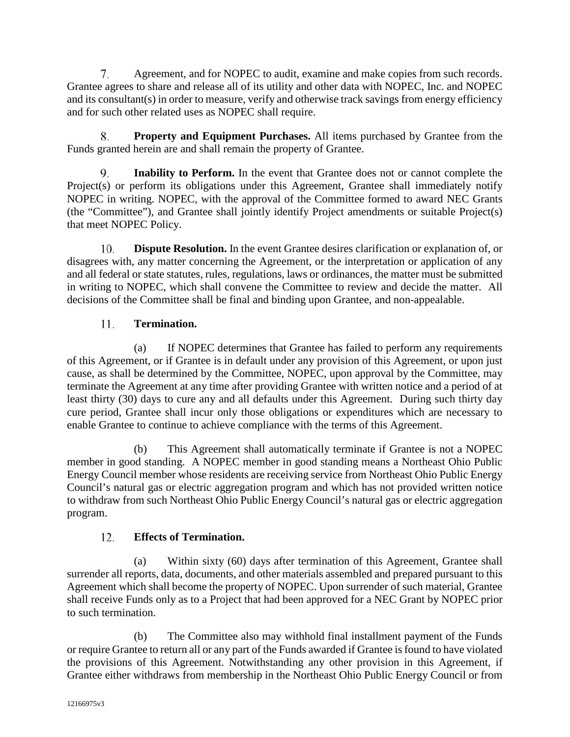7. Agreement, and for NOPEC to audit, examine and make copies from such records. Grantee agrees to share and release all of its utility and other data with NOPEC, Inc. and NOPEC and its consultant(s) in order to measure, verify and otherwise track savings from energy efficiency and for such other related uses as NOPEC shall require.

8. **Property and Equipment Purchases.** All items purchased by Grantee from the Funds granted herein are and shall remain the property of Grantee.

9. **Inability to Perform.** In the event that Grantee does not or cannot complete the Project(s) or perform its obligations under this Agreement, Grantee shall immediately notify NOPEC in writing. NOPEC, with the approval of the Committee formed to award NEC Grants (the "Committee"), and Grantee shall jointly identify Project amendments or suitable Project(s) that meet NOPEC Policy.

10. **Dispute Resolution.** In the event Grantee desires clarification or explanation of, or disagrees with, any matter concerning the Agreement, or the interpretation or application of any and all federal or state statutes, rules, regulations, laws or ordinances, the matter must be submitted in writing to NOPEC, which shall convene the Committee to review and decide the matter. All decisions of the Committee shall be final and binding upon Grantee, and non-appealable.

11. **Termination.**

(a) If NOPEC determines that Grantee has failed to perform any requirements of this Agreement, or if Grantee is in default under any provision of this Agreement, or upon just cause, as shall be determined by the Committee, NOPEC, upon approval by the Committee, may terminate the Agreement at any time after providing Grantee with written notice and a period of at least thirty (30) days to cure any and all defaults under this Agreement. During such thirty day cure period, Grantee shall incur only those obligations or expenditures which are necessary to enable Grantee to continue to achieve compliance with the terms of this Agreement.

(b) This Agreement shall automatically terminate if Grantee is not a NOPEC member in good standing. A NOPEC member in good standing means a Northeast Ohio Public Energy Council member whose residents are receiving service from Northeast Ohio Public Energy Council's natural gas or electric aggregation program and which has not provided written notice to withdraw from such Northeast Ohio Public Energy Council's natural gas or electric aggregation program.

12. **Effects of Termination.**

(a) Within sixty (60) days after termination of this Agreement, Grantee shall surrender all reports, data, documents, and other materials assembled and prepared pursuant to this Agreement which shall become the property of NOPEC. Upon surrender of such material, Grantee shall receive Funds only as to a Project that had been approved for a NEC Grant by NOPEC prior to such termination.

(b) The Committee also may withhold final installment payment of the Funds or require Grantee to return all or any part of the Funds awarded if Grantee is found to have violated the provisions of this Agreement. Notwithstanding any other provision in this Agreement, if Grantee either withdraws from membership in the Northeast Ohio Public Energy Council or from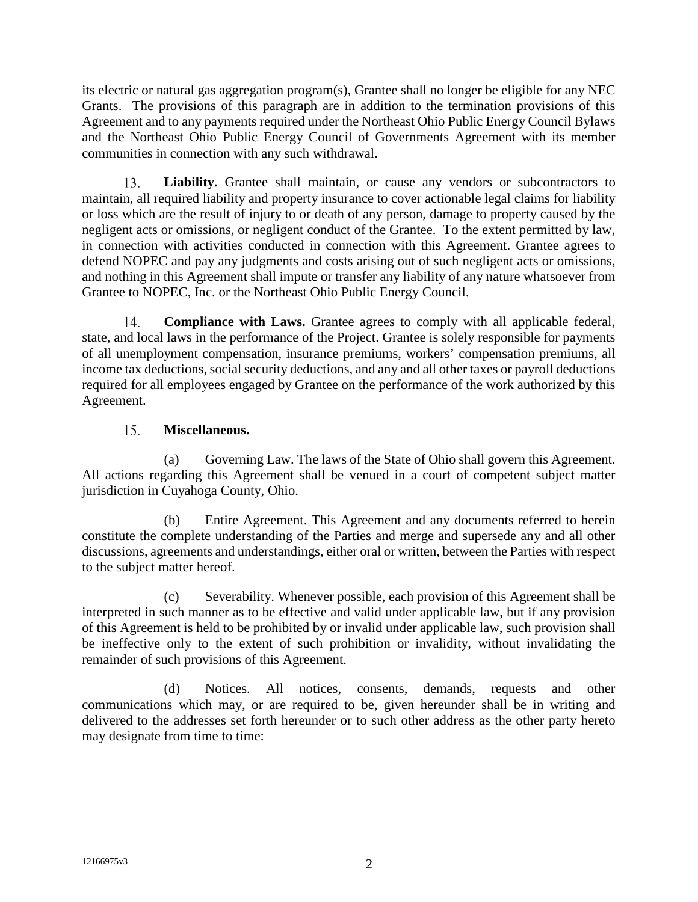its electric or natural gas aggregation program(s), Grantee shall no longer be eligible for any NEC Grants. The provisions of this paragraph are in addition to the termination provisions of this Agreement and to any payments required under the Northeast Ohio Public Energy Council Bylaws and the Northeast Ohio Public Energy Council of Governments Agreement with its member communities in connection with any such withdrawal.

13. **Liability.** Grantee shall maintain, or cause any vendors or subcontractors to maintain, all required liability and property insurance to cover actionable legal claims for liability or loss which are the result of injury to or death of any person, damage to property caused by the negligent acts or omissions, or negligent conduct of the Grantee. To the extent permitted by law, in connection with activities conducted in connection with this Agreement. Grantee agrees to defend NOPEC and pay any judgments and costs arising out of such negligent acts or omissions, and nothing in this Agreement shall impute or transfer any liability of any nature whatsoever from Grantee to NOPEC, Inc. or the Northeast Ohio Public Energy Council.

14. **Compliance with Laws.** Grantee agrees to comply with all applicable federal, state, and local laws in the performance of the Project. Grantee is solely responsible for payments of all unemployment compensation, insurance premiums, workers' compensation premiums, all income tax deductions, social security deductions, and any and all other taxes or payroll deductions required for all employees engaged by Grantee on the performance of the work authorized by this Agreement.

15. **Miscellaneous.**

(a) Governing Law. The laws of the State of Ohio shall govern this Agreement. All actions regarding this Agreement shall be venued in a court of competent subject matter jurisdiction in Cuyahoga County, Ohio.

(b) Entire Agreement. This Agreement and any documents referred to herein constitute the complete understanding of the Parties and merge and supersede any and all other discussions, agreements and understandings, either oral or written, between the Parties with respect to the subject matter hereof.

(c) Severability. Whenever possible, each provision of this Agreement shall be interpreted in such manner as to be effective and valid under applicable law, but if any provision of this Agreement is held to be prohibited by or invalid under applicable law, such provision shall be ineffective only to the extent of such prohibition or invalidity, without invalidating the remainder of such provisions of this Agreement.

(d) Notices. All notices, consents, demands, requests and other communications which may, or are required to be, given hereunder shall be in writing and delivered to the addresses set forth hereunder or to such other address as the other party hereto may designate from time to time: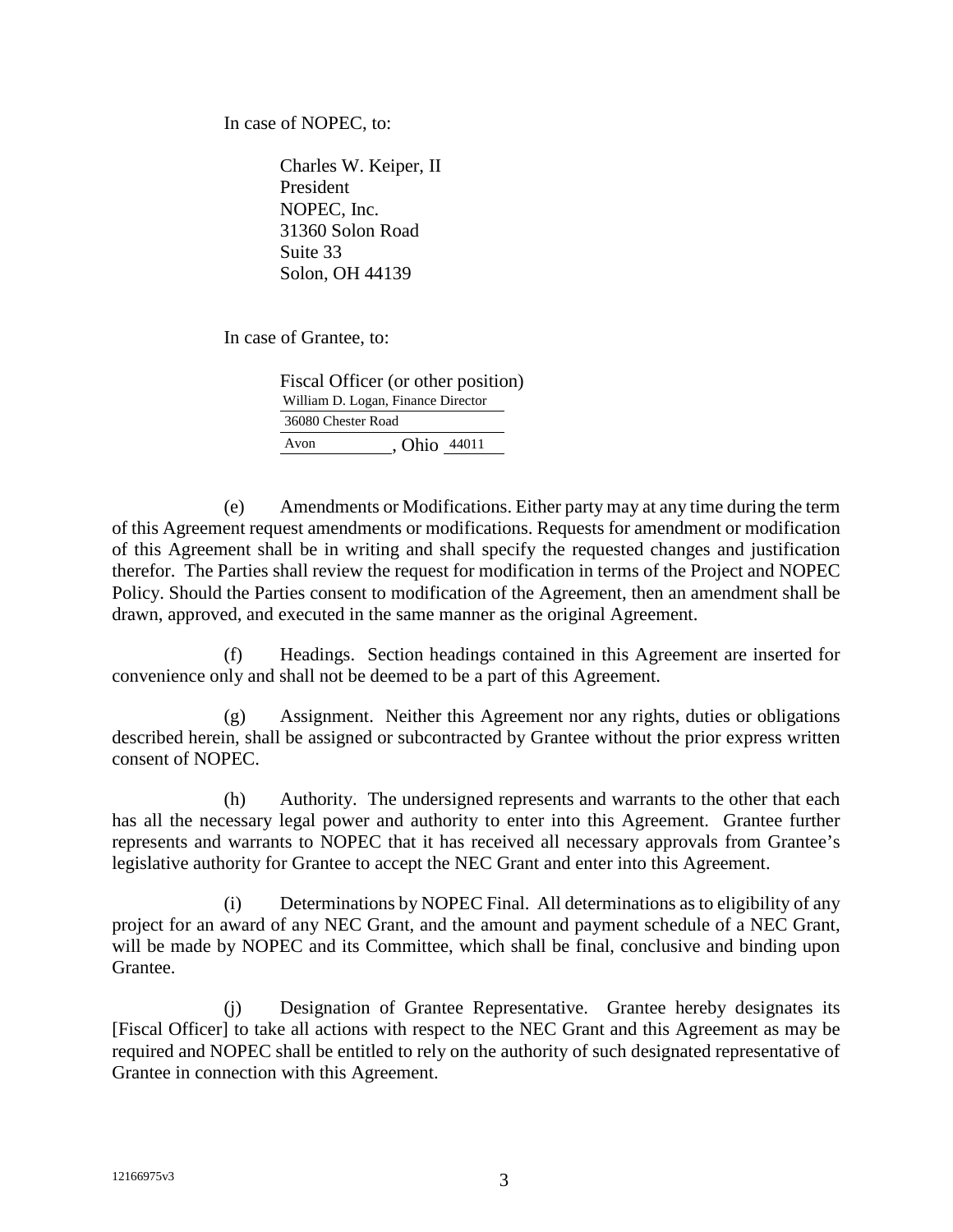In case of NOPEC, to:

> Charles W. Keiper, II
> President
> NOPEC, Inc.
> 31360 Solon Road
> Suite 33
> Solon, OH 44139

In case of Grantee, to:

> Fiscal Officer (or other position)
> William D. Logan, Finance Director
> 36080 Chester Road
> Avon, Ohio 44011

(e) Amendments or Modifications. Either party may at any time during the term of this Agreement request amendments or modifications. Requests for amendment or modification of this Agreement shall be in writing and shall specify the requested changes and justification therefor. The Parties shall review the request for modification in terms of the Project and NOPEC Policy. Should the Parties consent to modification of the Agreement, then an amendment shall be drawn, approved, and executed in the same manner as the original Agreement.

(f) Headings. Section headings contained in this Agreement are inserted for convenience only and shall not be deemed to be a part of this Agreement.

(g) Assignment. Neither this Agreement nor any rights, duties or obligations described herein, shall be assigned or subcontracted by Grantee without the prior express written consent of NOPEC.

(h) Authority. The undersigned represents and warrants to the other that each has all the necessary legal power and authority to enter into this Agreement. Grantee further represents and warrants to NOPEC that it has received all necessary approvals from Grantee's legislative authority for Grantee to accept the NEC Grant and enter into this Agreement.

(i) Determinations by NOPEC Final. All determinations as to eligibility of any project for an award of any NEC Grant, and the amount and payment schedule of a NEC Grant, will be made by NOPEC and its Committee, which shall be final, conclusive and binding upon Grantee.

(j) Designation of Grantee Representative. Grantee hereby designates its [Fiscal Officer] to take all actions with respect to the NEC Grant and this Agreement as may be required and NOPEC shall be entitled to rely on the authority of such designated representative of Grantee in connection with this Agreement.

12166975v3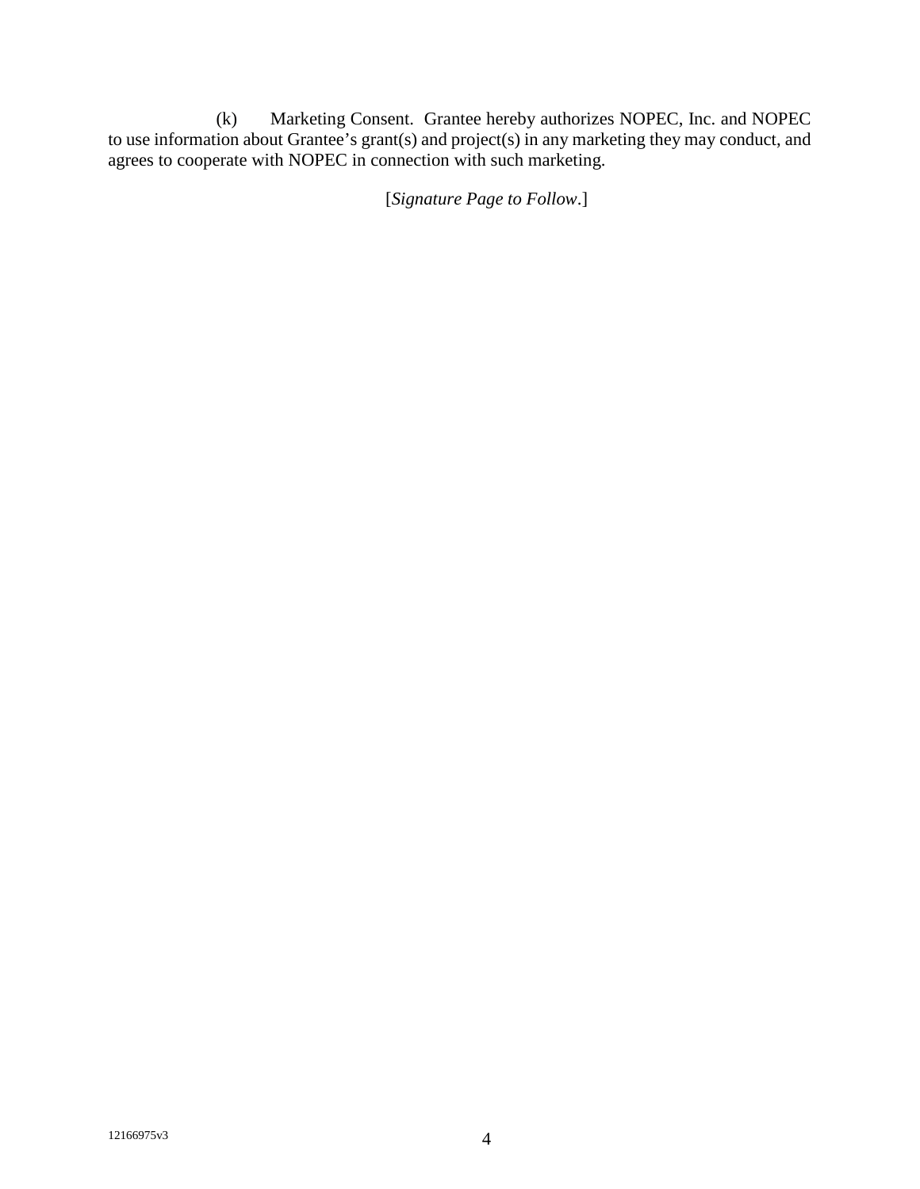(k) Marketing Consent. Grantee hereby authorizes NOPEC, Inc. and NOPEC to use information about Grantee's grant(s) and project(s) in any marketing they may conduct, and agrees to cooperate with NOPEC in connection with such marketing.

[*Signature Page to Follow*.]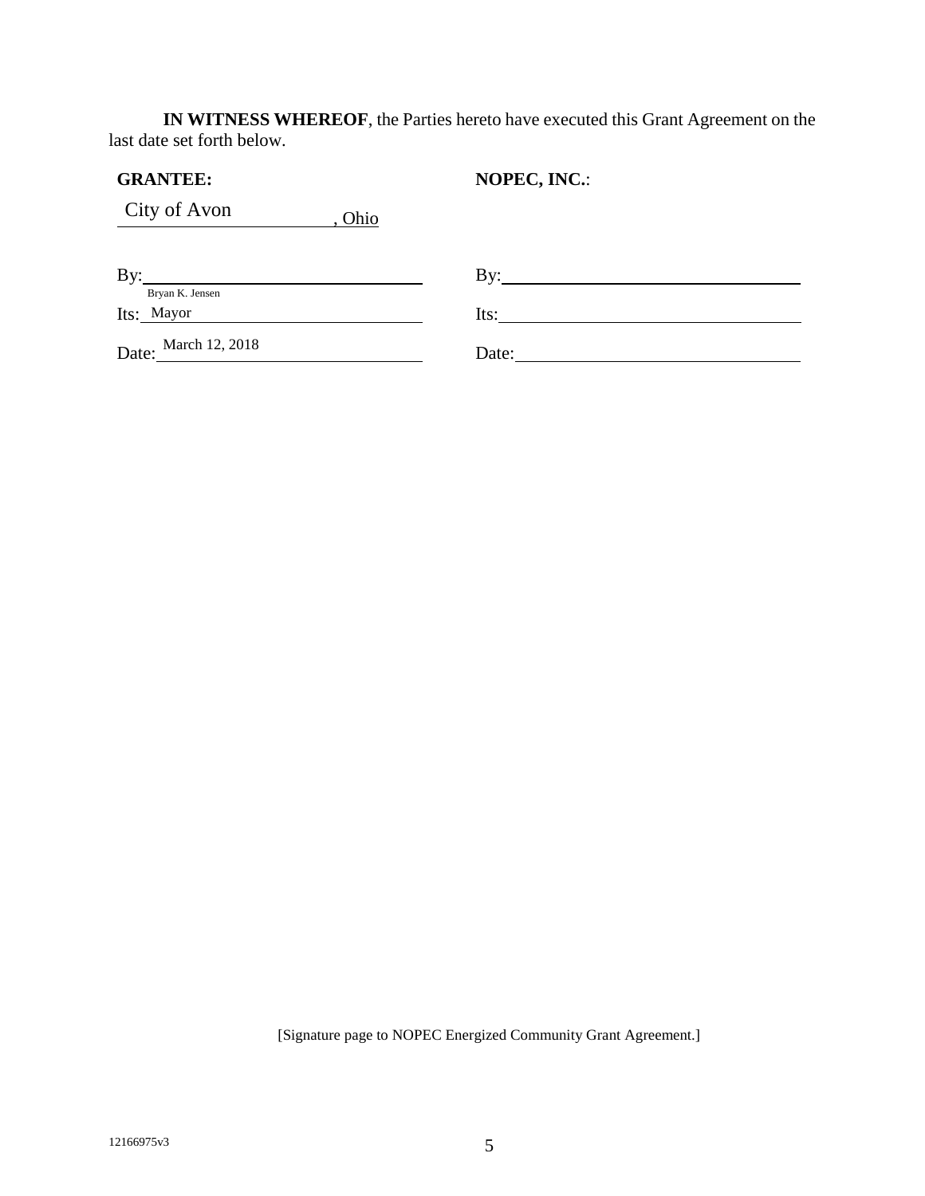**IN WITNESS WHEREOF**, the Parties hereto have executed this Grant Agreement on the last date set forth below.

| **GRANTEE:** | **NOPEC, INC.**: |
|---|---|
| City of Avon, Ohio | |
| By: Bryan K. Jensen | By: |
| Its: Mayor | Its: |
| Date: March 12, 2018 | Date: |

[Signature page to NOPEC Energized Community Grant Agreement.]

12166975v3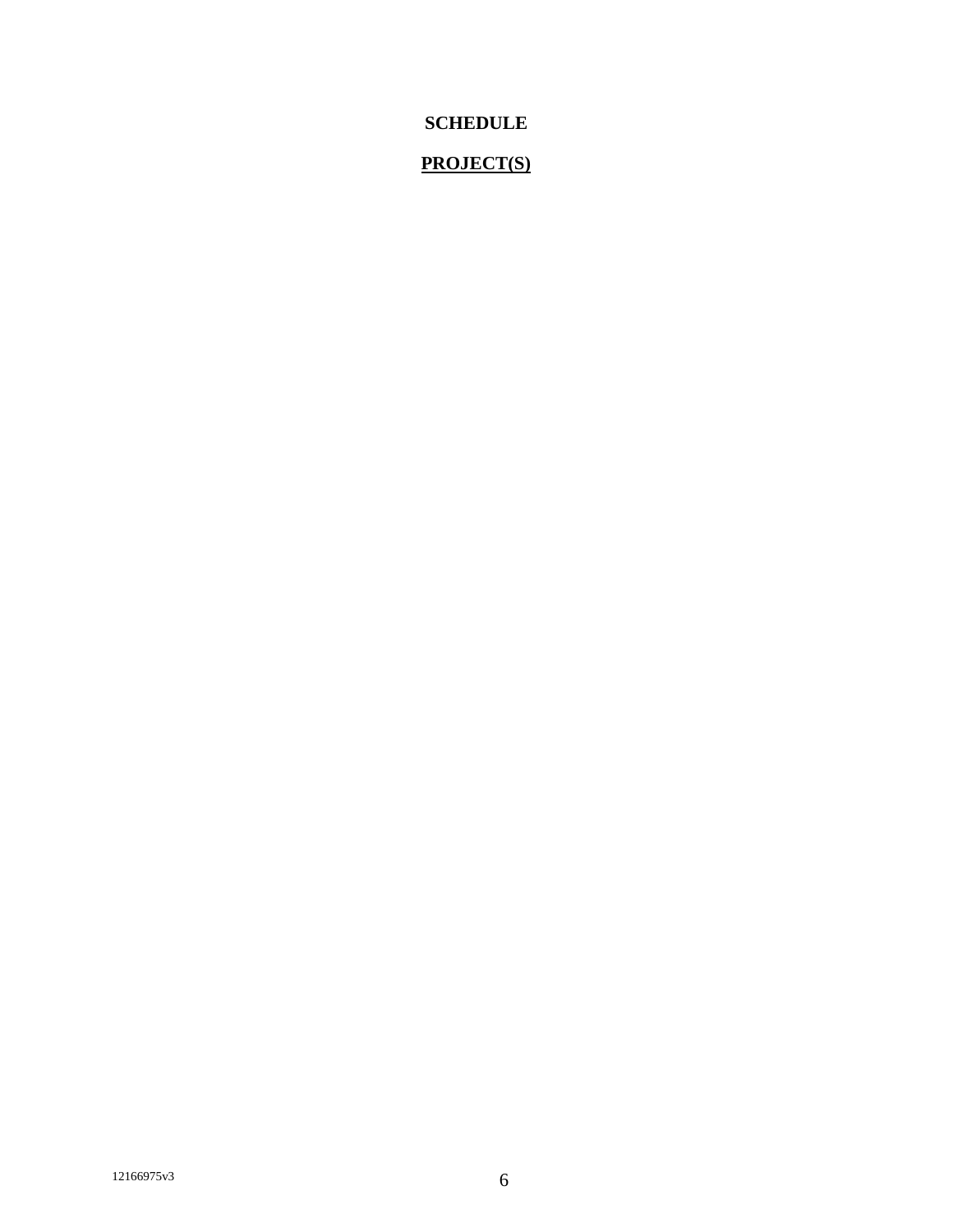**SCHEDULE**

**PROJECT(S)**